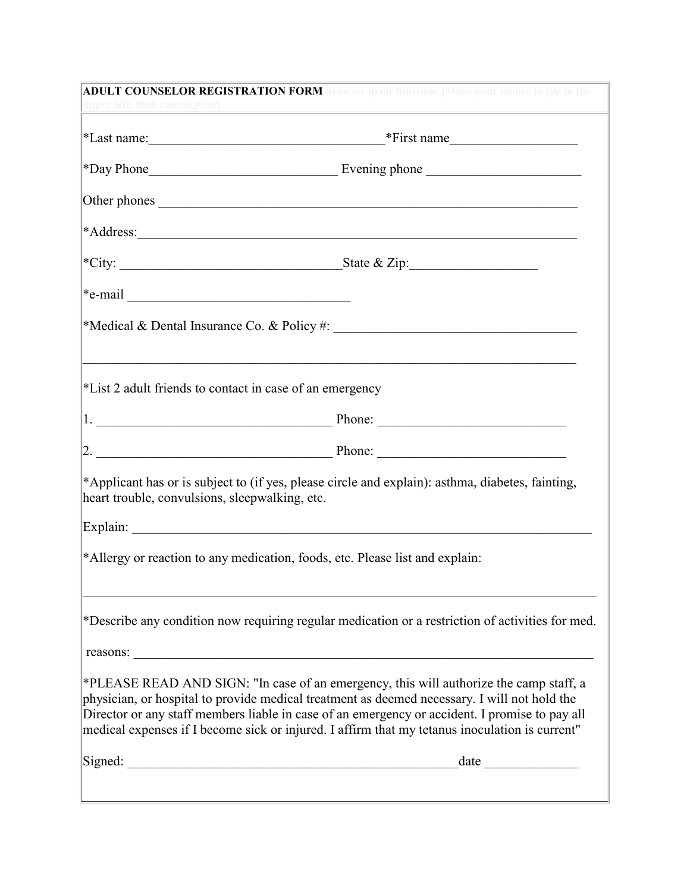**ADULT COUNSELOR REGISTRATION FORM** browser print function. [Move your mouse to *file* in the upper left, then choose *print*]

*Last name:___________________________________*First name___________________

*Day Phone____________________________ Evening phone _______________________

Other phones _______________________________________________________________

*Address:___________________________________________________________________

*City: _________________________________State & Zip:___________________

*e-mail _________________________________

*Medical & Dental Insurance Co. & Policy #: ____________________________________

_____________________________________________________________________________

*List 2 adult friends to contact in case of an emergency

1. ___________________________________ Phone: ____________________________

2. ___________________________________ Phone: ____________________________

*Applicant has or is subject to (if yes, please circle and explain): asthma, diabetes, fainting, heart trouble, convulsions, sleepwalking, etc.

Explain: _____________________________________________________________________

*Allergy or reaction to any medication, foods, etc. Please list and explain:

_____________________________________________________________________________

*Describe any condition now requiring regular medication or a restriction of activities for med.

reasons: _____________________________________________________________________

*PLEASE READ AND SIGN: "In case of an emergency, this will authorize the camp staff, a physician, or hospital to provide medical treatment as deemed necessary. I will not hold the Director or any staff members liable in case of an emergency or accident. I promise to pay all medical expenses if I become sick or injured. I affirm that my tetanus inoculation is current"

Signed: ____________________________________________________date ______________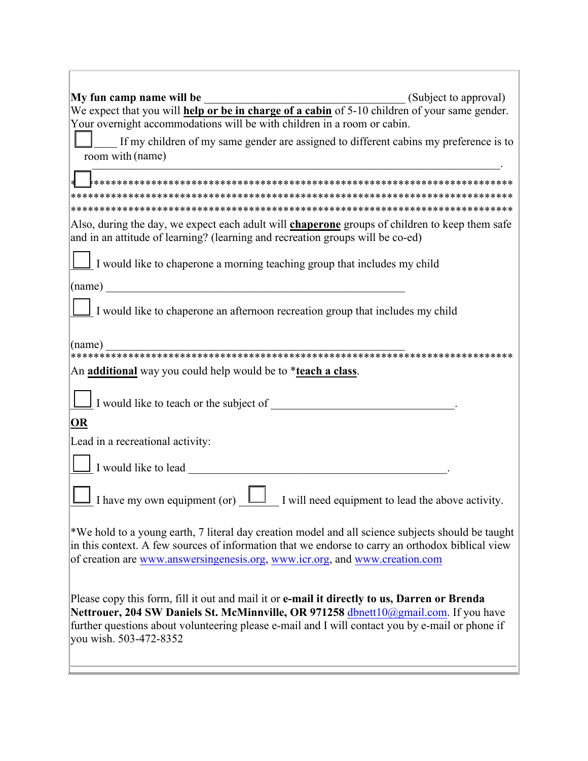**My fun camp name will be** ___________________________________ (Subject to approval)
We expect that you will **help or be in charge of a cabin** of 5-10 children of your same gender. Your overnight accommodations will be with children in a room or cabin.

☐ ____ If my children of my same gender are assigned to different cabins my preference is to room with (name) _______________________________________________________________________.

☐ ***************************************************************************
***************************************************************************
***************************************************************************

Also, during the day, we expect each adult will **chaperone** groups of children to keep them safe and in an attitude of learning? (learning and recreation groups will be co-ed)

☐ I would like to chaperone a morning teaching group that includes my child

(name) ____________________________________________________

☐ I would like to chaperone an afternoon recreation group that includes my child

(name) ____________________________________________________
***************************************************************************

An **additional** way you could help would be to ***teach a class**.

☐ I would like to teach or the subject of ________________________________.

**OR**

Lead in a recreational activity:

☐ I would like to lead _____________________________________________.

☐ I have my own equipment (or) ☐ I will need equipment to lead the above activity.

*We hold to a young earth, 7 literal day creation model and all science subjects should be taught in this context. A few sources of information that we endorse to carry an orthodox biblical view of creation are www.answersingenesis.org, www.icr.org, and www.creation.com

Please copy this form, fill it out and mail it or **e-mail it directly to us, Darren or Brenda Nettrouer, 204 SW Daniels St. McMinnville, OR 971258** dbnett10@gmail.com. If you have further questions about volunteering please e-mail and I will contact you by e-mail or phone if you wish. 503-472-8352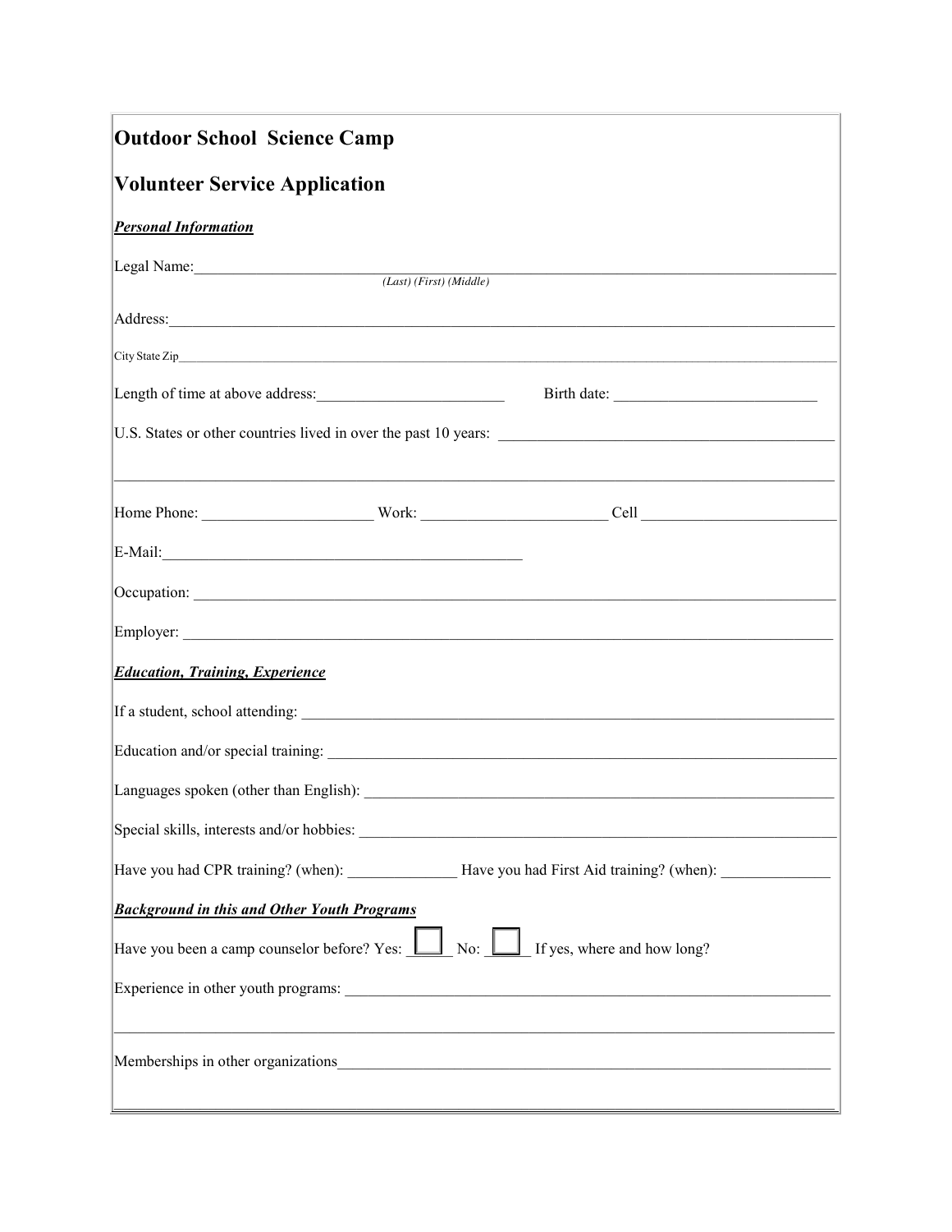# Outdoor School Science Camp

## Volunteer Service Application

***Personal Information***

Legal Name:______________________________________________________________________________
(Last) (First) (Middle)

Address:_________________________________________________________________________________

City State Zip____________________________________________________________________________

Length of time at above address:________________________ Birth date: __________________________

U.S. States or other countries lived in over the past 10 years: ___________________________________________

_________________________________________________________________________________________

Home Phone: _____________________ Work: _______________________ Cell ________________________

E-Mail:______________________________________________

Occupation: ______________________________________________________________________________

Employer: _______________________________________________________________________________

***Education, Training, Experience***

If a student, school attending: ______________________________________________________________

Education and/or special training: ____________________________________________________________

Languages spoken (other than English): _______________________________________________________

Special skills, interests and/or hobbies: ________________________________________________________

Have you had CPR training? (when): ______________ Have you had First Aid training? (when): ______________

***Background in this and Other Youth Programs***

Have you been a camp counselor before? Yes: ☐ No: ☐ If yes, where and how long?

Experience in other youth programs: _________________________________________________________

_________________________________________________________________________________________

Memberships in other organizations_________________________________________________________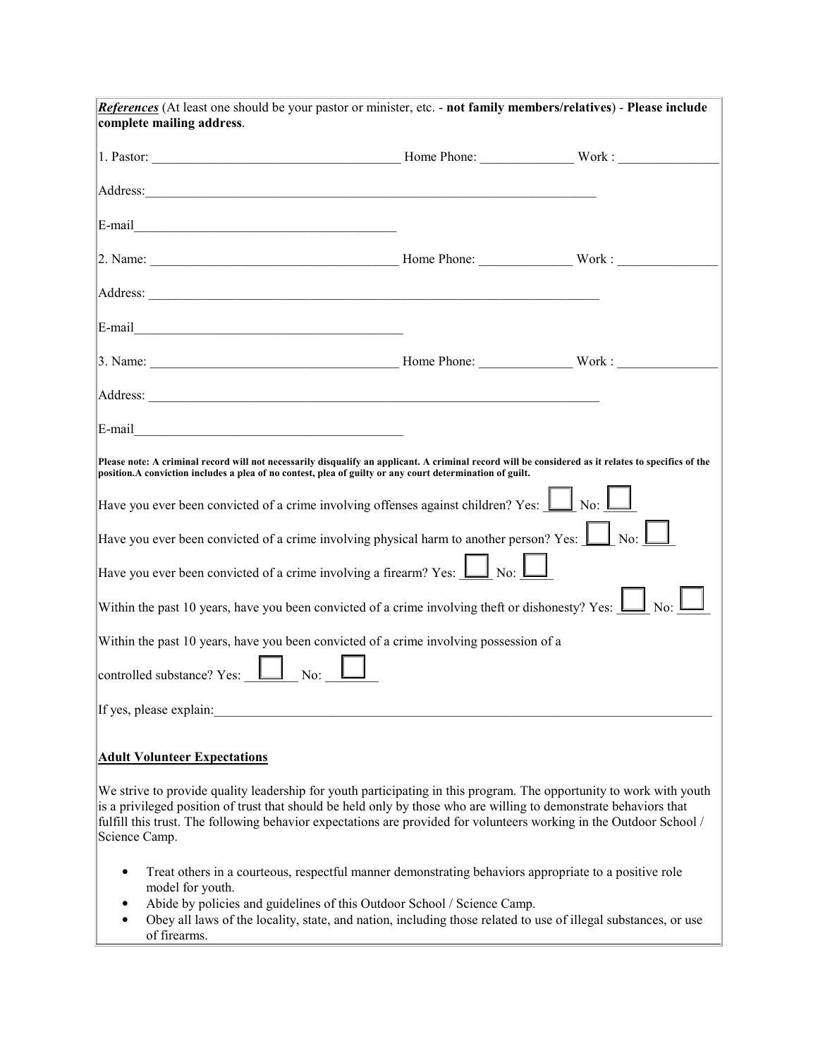***References*** (At least one should be your pastor or minister, etc. - **not family members/relatives**) - **Please include complete mailing address**.

1. Pastor: ______________________________________ Home Phone: ______________ Work : _______________

Address:_________________________________________________________________________

E-mail__________________________________________

2. Name: ______________________________________ Home Phone: ______________ Work : _______________

Address: _________________________________________________________________________

E-mail__________________________________________

3. Name: ______________________________________ Home Phone: ______________ Work : _______________

Address: _________________________________________________________________________

E-mail__________________________________________

**Please note: A criminal record will not necessarily disqualify an applicant. A criminal record will be considered as it relates to specifics of the position.A conviction includes a plea of no contest, plea of guilty or any court determination of guilt.**

Have you ever been convicted of a crime involving offenses against children? Yes: ☐ No: ☐

Have you ever been convicted of a crime involving physical harm to another person? Yes: ☐ No: ☐

Have you ever been convicted of a crime involving a firearm? Yes: ☐ No: ☐

Within the past 10 years, have you been convicted of a crime involving theft or dishonesty? Yes: ☐ No: ☐

Within the past 10 years, have you been convicted of a crime involving possession of a controlled substance? Yes: ☐ No: ☐

If yes, please explain:_________________________________________________________________________

**Adult Volunteer Expectations**

We strive to provide quality leadership for youth participating in this program. The opportunity to work with youth is a privileged position of trust that should be held only by those who are willing to demonstrate behaviors that fulfill this trust. The following behavior expectations are provided for volunteers working in the Outdoor School / Science Camp.

- Treat others in a courteous, respectful manner demonstrating behaviors appropriate to a positive role model for youth.
- Abide by policies and guidelines of this Outdoor School / Science Camp.
- Obey all laws of the locality, state, and nation, including those related to use of illegal substances, or use of firearms.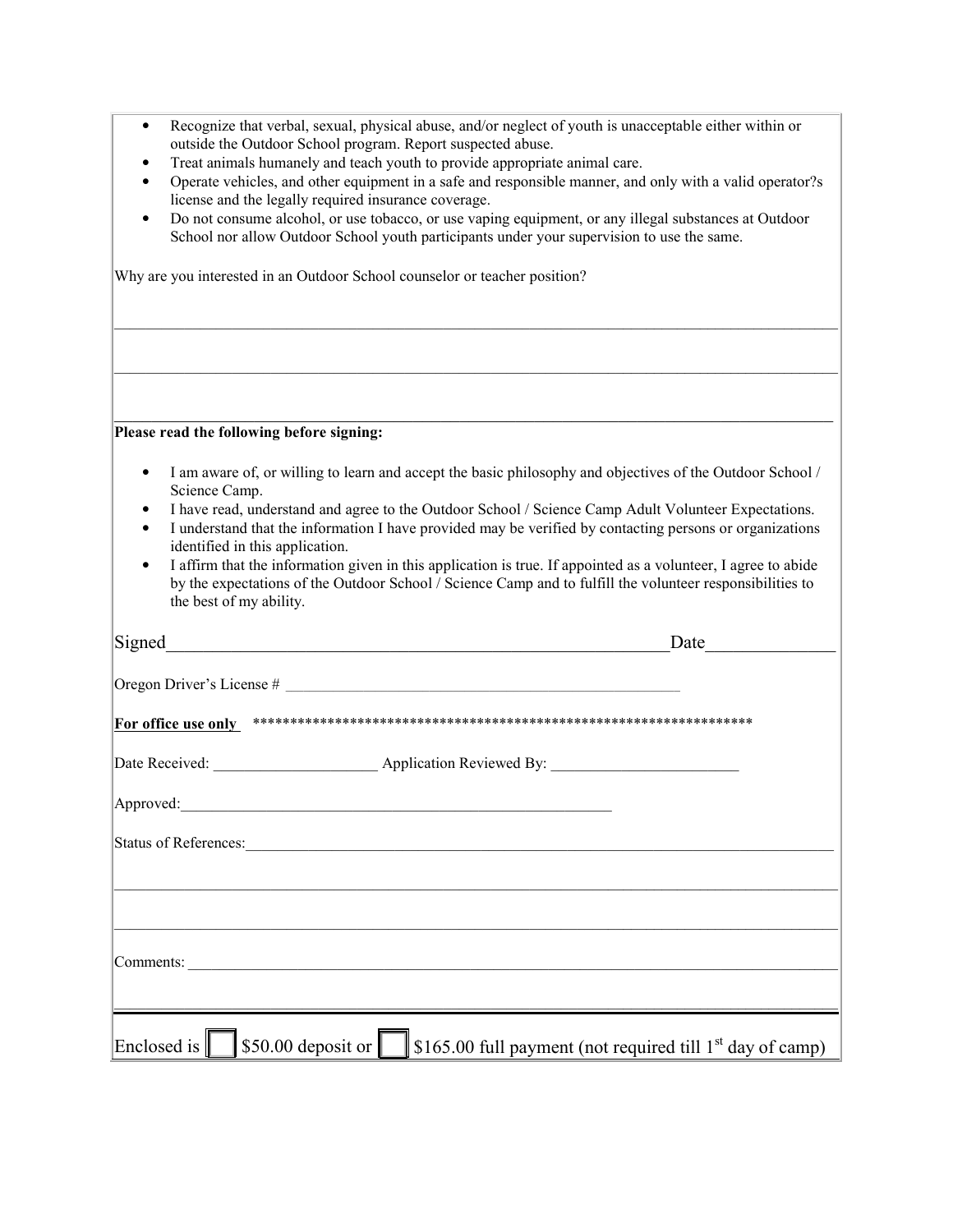- Recognize that verbal, sexual, physical abuse, and/or neglect of youth is unacceptable either within or outside the Outdoor School program. Report suspected abuse.
- Treat animals humanely and teach youth to provide appropriate animal care.
- Operate vehicles, and other equipment in a safe and responsible manner, and only with a valid operator?s license and the legally required insurance coverage.
- Do not consume alcohol, or use tobacco, or use vaping equipment, or any illegal substances at Outdoor School nor allow Outdoor School youth participants under your supervision to use the same.

Why are you interested in an Outdoor School counselor or teacher position?

\_\_\_\_\_\_\_\_\_\_\_\_\_\_\_\_\_\_\_\_\_\_\_\_\_\_\_\_\_\_\_\_\_\_\_\_\_\_\_\_\_\_\_\_\_\_\_\_\_\_\_\_\_\_\_\_\_\_\_\_\_\_\_\_\_\_\_\_\_\_\_\_\_\_\_\_\_\_

\_\_\_\_\_\_\_\_\_\_\_\_\_\_\_\_\_\_\_\_\_\_\_\_\_\_\_\_\_\_\_\_\_\_\_\_\_\_\_\_\_\_\_\_\_\_\_\_\_\_\_\_\_\_\_\_\_\_\_\_\_\_\_\_\_\_\_\_\_\_\_\_\_\_\_\_\_\_

\_\_\_\_\_\_\_\_\_\_\_\_\_\_\_\_\_\_\_\_\_\_\_\_\_\_\_\_\_\_\_\_\_\_\_\_\_\_\_\_\_\_\_\_\_\_\_\_\_\_\_\_\_\_\_\_\_\_\_\_\_\_\_\_\_\_\_\_\_\_\_\_\_\_\_\_\_\_

**Please read the following before signing:**

- I am aware of, or willing to learn and accept the basic philosophy and objectives of the Outdoor School / Science Camp.
- I have read, understand and agree to the Outdoor School / Science Camp Adult Volunteer Expectations.
- I understand that the information I have provided may be verified by contacting persons or organizations identified in this application.
- I affirm that the information given in this application is true. If appointed as a volunteer, I agree to abide by the expectations of the Outdoor School / Science Camp and to fulfill the volunteer responsibilities to the best of my ability.

Signed\_\_\_\_\_\_\_\_\_\_\_\_\_\_\_\_\_\_\_\_\_\_\_\_\_\_\_\_\_\_\_\_\_\_\_\_\_\_\_\_\_\_\_\_\_\_\_\_\_\_\_\_\_\_\_\_Date\_\_\_\_\_\_\_\_\_\_\_\_\_\_

Oregon Driver's License # \_\_\_\_\_\_\_\_\_\_\_\_\_\_\_\_\_\_\_\_\_\_\_\_\_\_\_\_\_\_\_\_\_\_\_\_\_\_\_\_\_\_\_\_\_\_\_\_\_\_

**For office use only** \*\*\*\*\*\*\*\*\*\*\*\*\*\*\*\*\*\*\*\*\*\*\*\*\*\*\*\*\*\*\*\*\*\*\*\*\*\*\*\*\*\*\*\*\*\*\*\*\*\*\*\*\*\*\*\*\*\*\*\*\*\*\*\*\*\*\*\*\*

Date Received: \_\_\_\_\_\_\_\_\_\_\_\_\_\_\_\_\_\_\_\_\_ Application Reviewed By: \_\_\_\_\_\_\_\_\_\_\_\_\_\_\_\_\_\_\_\_\_\_\_\_

Approved:\_\_\_\_\_\_\_\_\_\_\_\_\_\_\_\_\_\_\_\_\_\_\_\_\_\_\_\_\_\_\_\_\_\_\_\_\_\_\_\_\_\_\_\_\_\_\_\_\_\_\_\_\_\_\_\_\_\_

Status of References:\_\_\_\_\_\_\_\_\_\_\_\_\_\_\_\_\_\_\_\_\_\_\_\_\_\_\_\_\_\_\_\_\_\_\_\_\_\_\_\_\_\_\_\_\_\_\_\_\_\_\_\_\_\_\_\_\_\_\_\_\_\_\_\_\_\_

\_\_\_\_\_\_\_\_\_\_\_\_\_\_\_\_\_\_\_\_\_\_\_\_\_\_\_\_\_\_\_\_\_\_\_\_\_\_\_\_\_\_\_\_\_\_\_\_\_\_\_\_\_\_\_\_\_\_\_\_\_\_\_\_\_\_\_\_\_\_\_\_\_\_\_\_\_\_

\_\_\_\_\_\_\_\_\_\_\_\_\_\_\_\_\_\_\_\_\_\_\_\_\_\_\_\_\_\_\_\_\_\_\_\_\_\_\_\_\_\_\_\_\_\_\_\_\_\_\_\_\_\_\_\_\_\_\_\_\_\_\_\_\_\_\_\_\_\_\_\_\_\_\_\_\_\_

Comments:\_\_\_\_\_\_\_\_\_\_\_\_\_\_\_\_\_\_\_\_\_\_\_\_\_\_\_\_\_\_\_\_\_\_\_\_\_\_\_\_\_\_\_\_\_\_\_\_\_\_\_\_\_\_\_\_\_\_\_\_\_\_\_\_\_\_\_\_\_\_\_

Enclosed is ☐ \$50.00 deposit or ☐ \$165.00 full payment (not required till 1st day of camp)